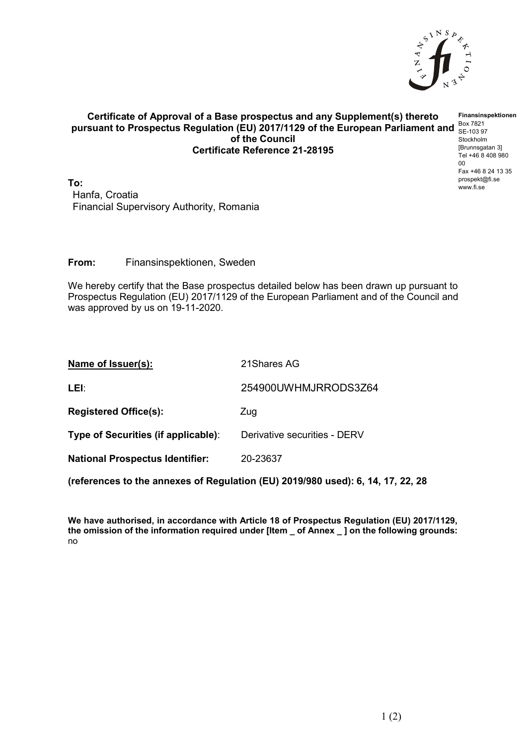# Certificate of Approval of a Base prospectus and any Supplement(s) thereto pursuant to Prospectus Regulation (EU) 2017/1129 of the European Parliament and of the Council
## Certificate Reference 21-28195

**Finansinspektionen**
Box 7821
SE-103 97
Stockholm
[Brunnsgatan 3]
Tel +46 8 408 980 00
Fax +46 8 24 13 35
prospekt@fi.se
www.fi.se

**To:**
Hanfa, Croatia
Financial Supervisory Authority, Romania

**From:** Finansinspektionen, Sweden

We hereby certify that the Base prospectus detailed below has been drawn up pursuant to Prospectus Regulation (EU) 2017/1129 of the European Parliament and of the Council and was approved by us on 19-11-2020.

| | |
|---|---|
| **Name of Issuer(s):** | 21Shares AG |
| **LEI**: | 254900UWHMJRRODS3Z64 |
| **Registered Office(s):** | Zug |
| **Type of Securities (if applicable)**: | Derivative securities - DERV |
| **National Prospectus Identifier:** | 20-23637 |

**(references to the annexes of Regulation (EU) 2019/980 used): 6, 14, 17, 22, 28**

**We have authorised, in accordance with Article 18 of Prospectus Regulation (EU) 2017/1129, the omission of the information required under [Item _ of Annex _ ] on the following grounds:**
no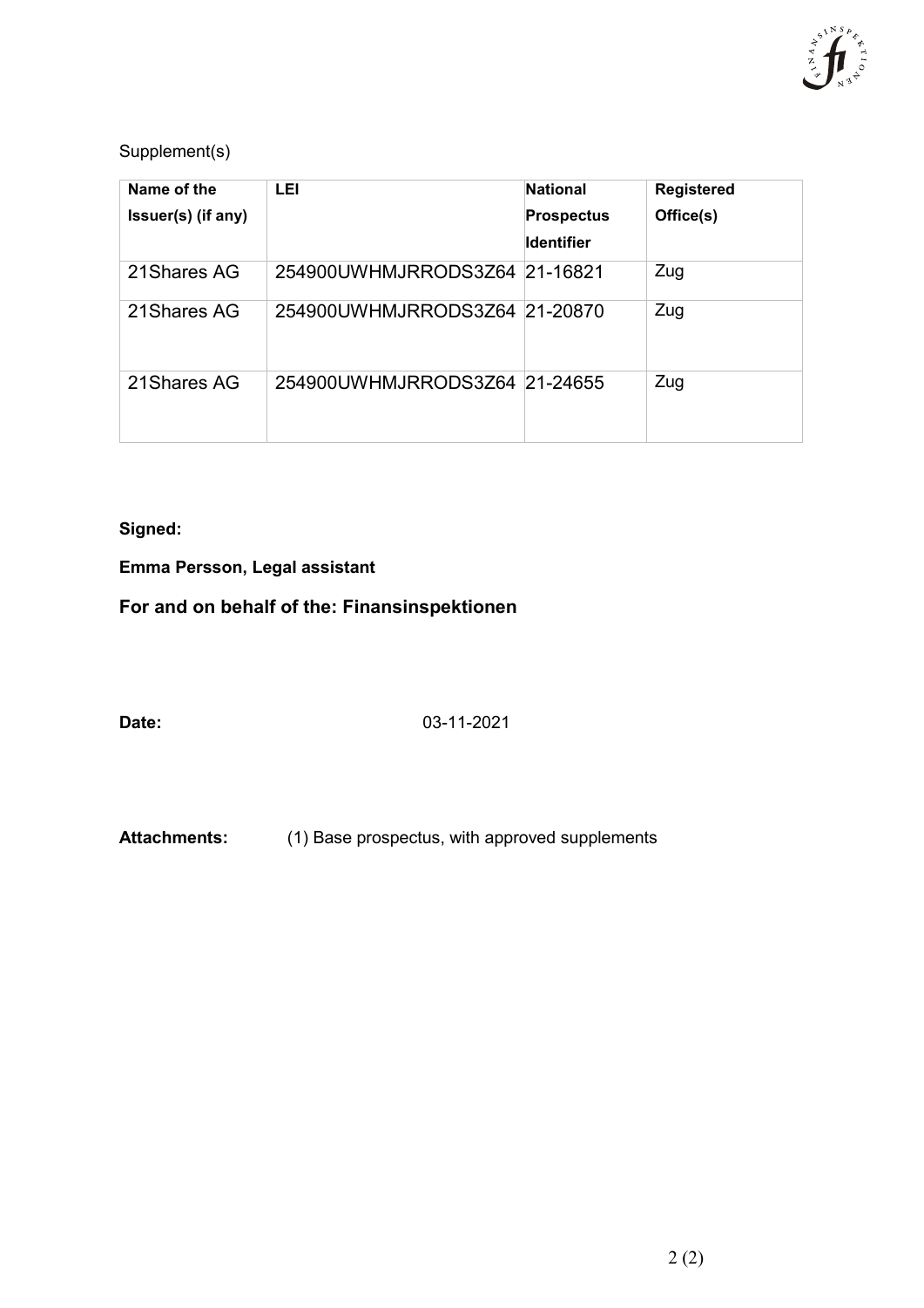Supplement(s)

| Name of the Issuer(s) (if any) | LEI | National Prospectus Identifier | Registered Office(s) |
|---|---|---|---|
| 21Shares AG | 254900UWHMJRRODS3Z64 | 21-16821 | Zug |
| 21Shares AG | 254900UWHMJRRODS3Z64 | 21-20870 | Zug |
| 21Shares AG | 254900UWHMJRRODS3Z64 | 21-24655 | Zug |

**Signed:**

**Emma Persson, Legal assistant**

**For and on behalf of the: Finansinspektionen**

**Date:** 03-11-2021

**Attachments:** (1) Base prospectus, with approved supplements